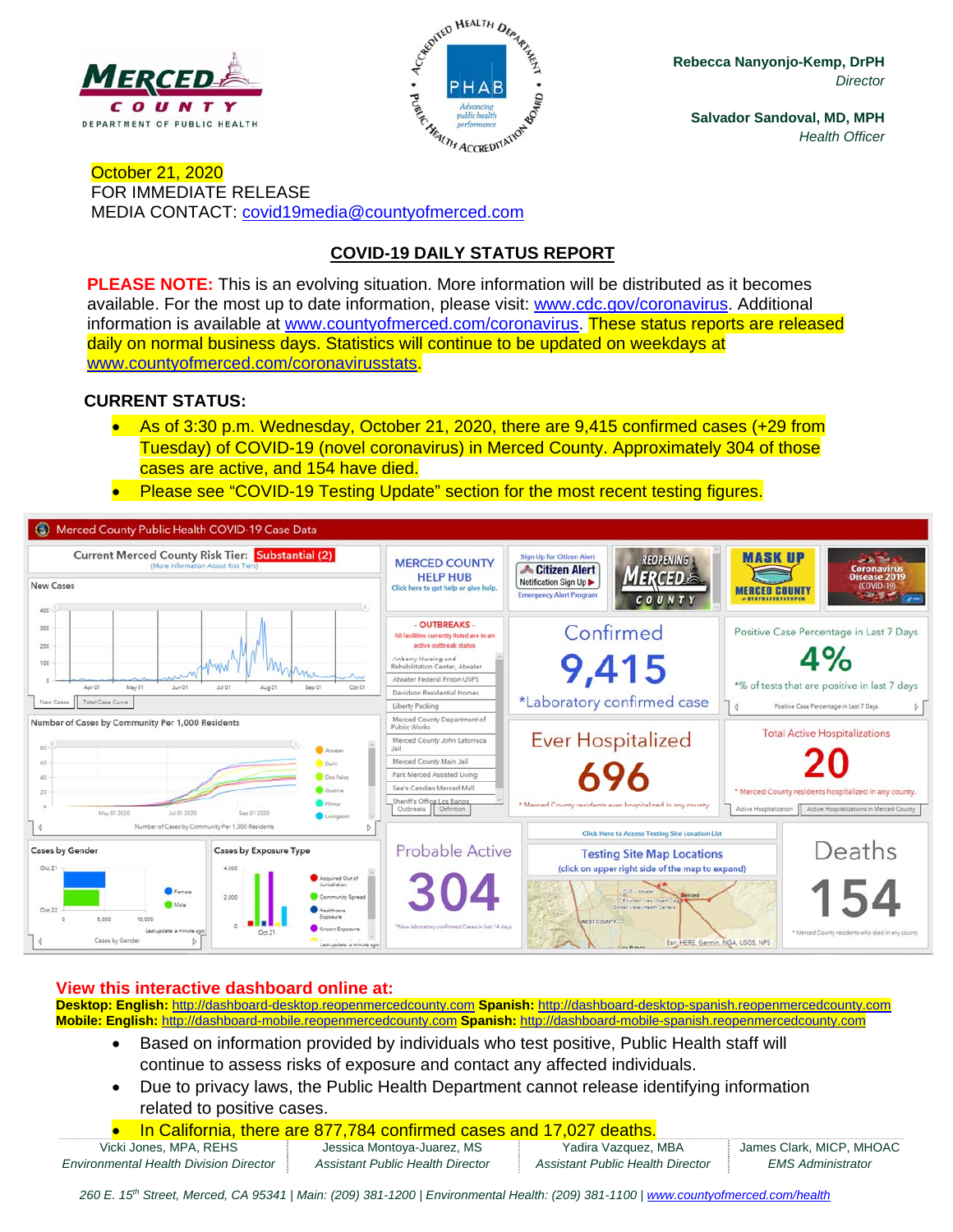MERCED COUNTY
DEPARTMENT OF PUBLIC HEALTH

**Rebecca Nanyonjo-Kemp, DrPH**
*Director*

**Salvador Sandoval, MD, MPH**
*Health Officer*

October 21, 2020
FOR IMMEDIATE RELEASE
MEDIA CONTACT: covid19media@countyofmerced.com

## COVID-19 DAILY STATUS REPORT

**PLEASE NOTE:** This is an evolving situation. More information will be distributed as it becomes available. For the most up to date information, please visit: www.cdc.gov/coronavirus. Additional information is available at www.countyofmerced.com/coronavirus. These status reports are released daily on normal business days. Statistics will continue to be updated on weekdays at www.countyofmerced.com/coronavirusstats.

**CURRENT STATUS:**

- As of 3:30 p.m. Wednesday, October 21, 2020, there are 9,415 confirmed cases (+29 from Tuesday) of COVID-19 (novel coronavirus) in Merced County. Approximately 304 of those cases are active, and 154 have died.
- Please see "COVID-19 Testing Update" section for the most recent testing figures.

Merced County Public Health COVID-19 Case Data

Current Merced County Risk Tier: Substantial (2)

| Confirmed | Ever Hospitalized | Probable Active | Deaths | Positive Case Percentage in Last 7 Days | Total Active Hospitalizations |
|---|---|---|---|---|---|
| 9,415 | 696 | 304 | 154 | 4% | 20 |

**View this interactive dashboard online at:**
**Desktop: English:** http://dashboard-desktop.reopenmercedcounty.com **Spanish:** http://dashboard-desktop-spanish.reopenmercedcounty.com
**Mobile: English:** http://dashboard-mobile.reopenmercedcounty.com **Spanish:** http://dashboard-mobile-spanish.reopenmercedcounty.com

- Based on information provided by individuals who test positive, Public Health staff will continue to assess risks of exposure and contact any affected individuals.
- Due to privacy laws, the Public Health Department cannot release identifying information related to positive cases.
- In California, there are 877,784 confirmed cases and 17,027 deaths.

| Vicki Jones, MPA, REHS | Jessica Montoya-Juarez, MS | Yadira Vazquez, MBA | James Clark, MICP, MHOAC |
|---|---|---|---|
| *Environmental Health Division Director* | *Assistant Public Health Director* | *Assistant Public Health Director* | *EMS Administrator* |

*260 E. 15th Street, Merced, CA 95341 | Main: (209) 381-1200 | Environmental Health: (209) 381-1100 | www.countyofmerced.com/health*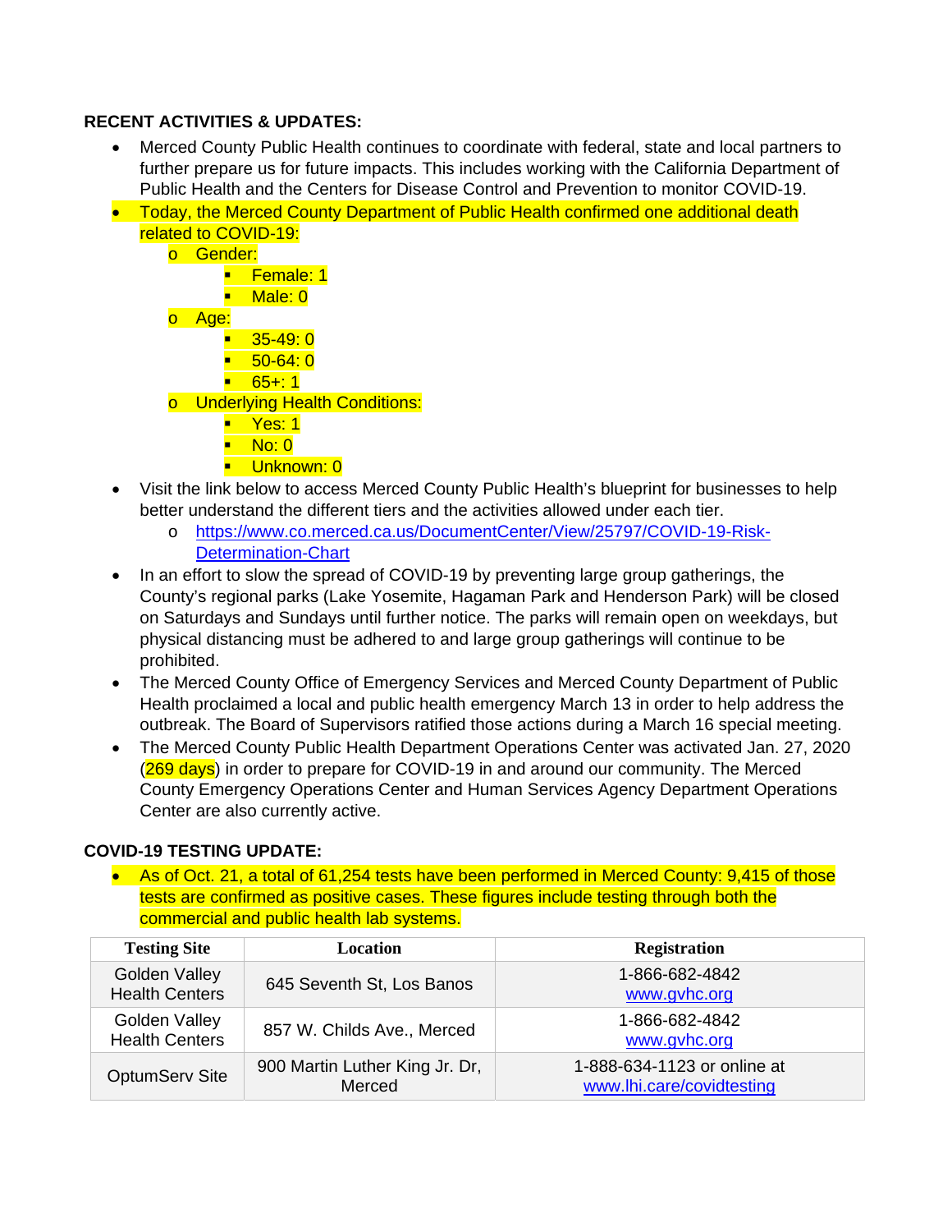**RECENT ACTIVITIES & UPDATES:**

- Merced County Public Health continues to coordinate with federal, state and local partners to further prepare us for future impacts. This includes working with the California Department of Public Health and the Centers for Disease Control and Prevention to monitor COVID-19.
- Today, the Merced County Department of Public Health confirmed one additional death related to COVID-19:
  - Gender:
    - Female: 1
    - Male: 0
  - Age:
    - 35-49: 0
    - 50-64: 0
    - 65+: 1
  - Underlying Health Conditions:
    - Yes: 1
    - No: 0
    - Unknown: 0
- Visit the link below to access Merced County Public Health's blueprint for businesses to help better understand the different tiers and the activities allowed under each tier.
  - https://www.co.merced.ca.us/DocumentCenter/View/25797/COVID-19-Risk-Determination-Chart
- In an effort to slow the spread of COVID-19 by preventing large group gatherings, the County's regional parks (Lake Yosemite, Hagaman Park and Henderson Park) will be closed on Saturdays and Sundays until further notice. The parks will remain open on weekdays, but physical distancing must be adhered to and large group gatherings will continue to be prohibited.
- The Merced County Office of Emergency Services and Merced County Department of Public Health proclaimed a local and public health emergency March 13 in order to help address the outbreak. The Board of Supervisors ratified those actions during a March 16 special meeting.
- The Merced County Public Health Department Operations Center was activated Jan. 27, 2020 (269 days) in order to prepare for COVID-19 in and around our community. The Merced County Emergency Operations Center and Human Services Agency Department Operations Center are also currently active.

**COVID-19 TESTING UPDATE:**

- As of Oct. 21, a total of 61,254 tests have been performed in Merced County: 9,415 of those tests are confirmed as positive cases. These figures include testing through both the commercial and public health lab systems.

| Testing Site | Location | Registration |
|---|---|---|
| Golden Valley Health Centers | 645 Seventh St, Los Banos | 1-866-682-4842 www.gvhc.org |
| Golden Valley Health Centers | 857 W. Childs Ave., Merced | 1-866-682-4842 www.gvhc.org |
| OptumServ Site | 900 Martin Luther King Jr. Dr, Merced | 1-888-634-1123 or online at www.lhi.care/covidtesting |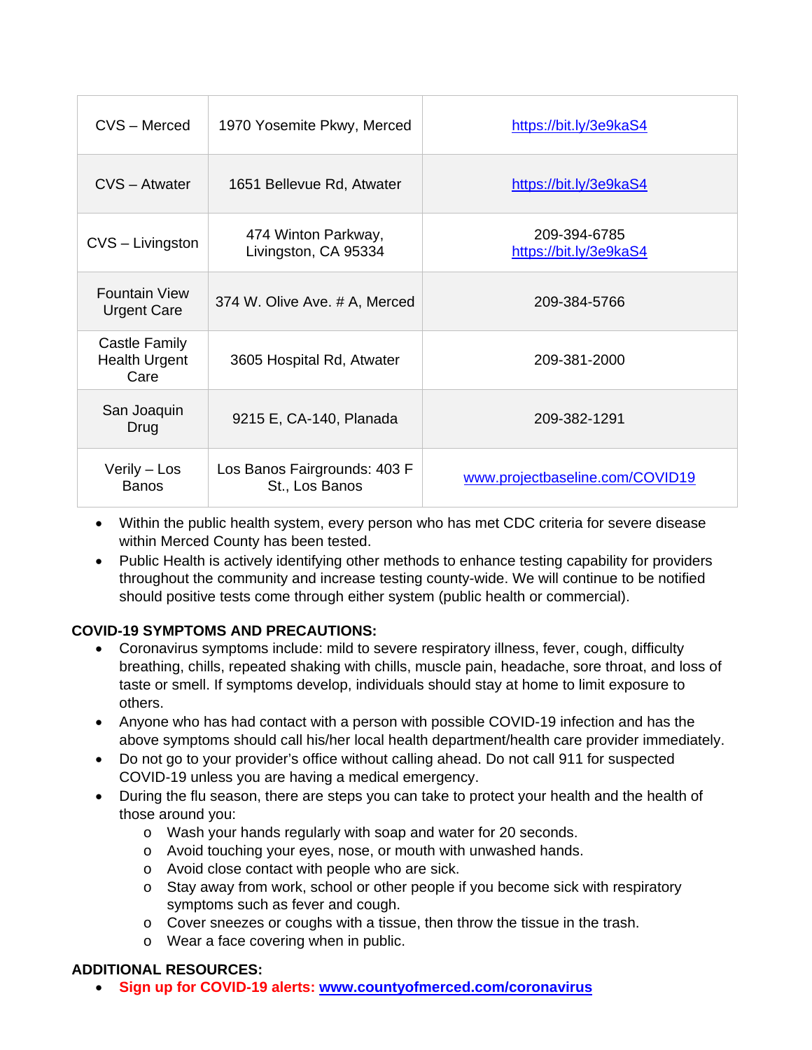| | | |
|---|---|---|
| CVS – Merced | 1970 Yosemite Pkwy, Merced | [https://bit.ly/3e9kaS4](https://bit.ly/3e9kaS4) |
| CVS – Atwater | 1651 Bellevue Rd, Atwater | [https://bit.ly/3e9kaS4](https://bit.ly/3e9kaS4) |
| CVS – Livingston | 474 Winton Parkway, Livingston, CA 95334 | 209-394-6785 [https://bit.ly/3e9kaS4](https://bit.ly/3e9kaS4) |
| Fountain View Urgent Care | 374 W. Olive Ave. # A, Merced | 209-384-5766 |
| Castle Family Health Urgent Care | 3605 Hospital Rd, Atwater | 209-381-2000 |
| San Joaquin Drug | 9215 E, CA-140, Planada | 209-382-1291 |
| Verily – Los Banos | Los Banos Fairgrounds: 403 F St., Los Banos | [www.projectbaseline.com/COVID19](www.projectbaseline.com/COVID19) |

- Within the public health system, every person who has met CDC criteria for severe disease within Merced County has been tested.
- Public Health is actively identifying other methods to enhance testing capability for providers throughout the community and increase testing county-wide. We will continue to be notified should positive tests come through either system (public health or commercial).

**COVID-19 SYMPTOMS AND PRECAUTIONS:**

- Coronavirus symptoms include: mild to severe respiratory illness, fever, cough, difficulty breathing, chills, repeated shaking with chills, muscle pain, headache, sore throat, and loss of taste or smell. If symptoms develop, individuals should stay at home to limit exposure to others.
- Anyone who has had contact with a person with possible COVID-19 infection and has the above symptoms should call his/her local health department/health care provider immediately.
- Do not go to your provider's office without calling ahead. Do not call 911 for suspected COVID-19 unless you are having a medical emergency.
- During the flu season, there are steps you can take to protect your health and the health of those around you:
  - Wash your hands regularly with soap and water for 20 seconds.
  - Avoid touching your eyes, nose, or mouth with unwashed hands.
  - Avoid close contact with people who are sick.
  - Stay away from work, school or other people if you become sick with respiratory symptoms such as fever and cough.
  - Cover sneezes or coughs with a tissue, then throw the tissue in the trash.
  - Wear a face covering when in public.

**ADDITIONAL RESOURCES:**

- **Sign up for COVID-19 alerts: [www.countyofmerced.com/coronavirus](www.countyofmerced.com/coronavirus)**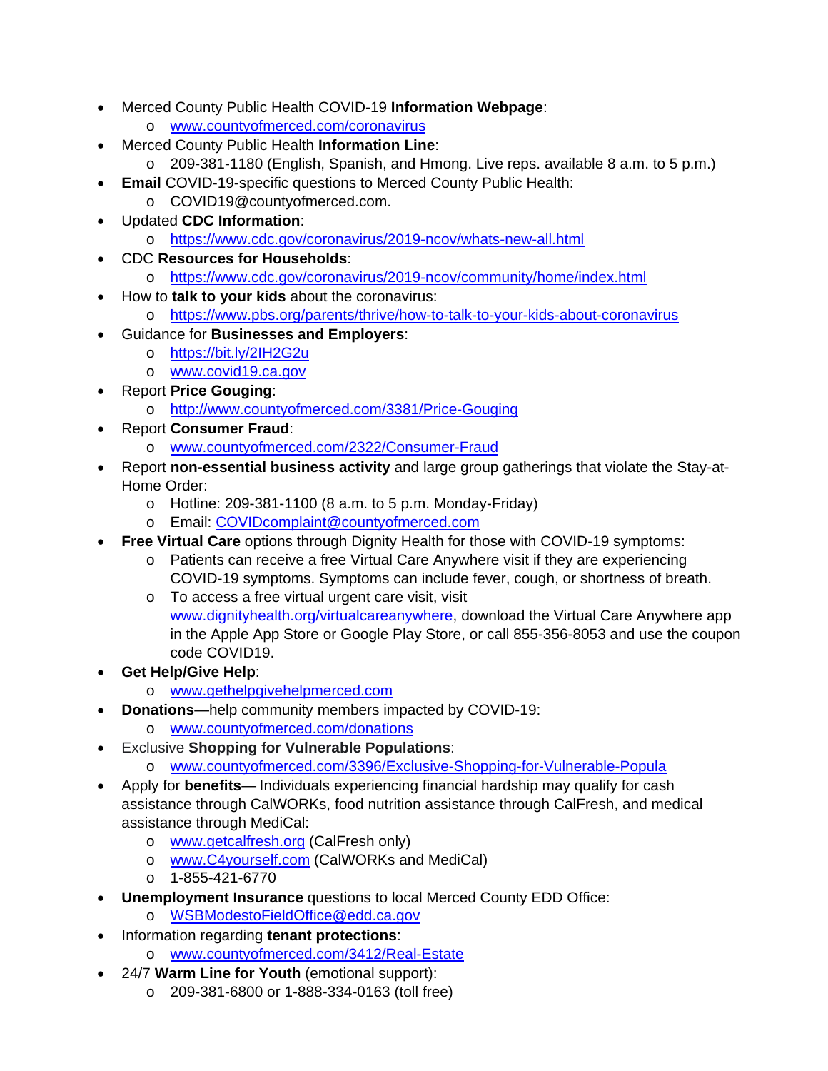- Merced County Public Health COVID-19 **Information Webpage**:
  - www.countyofmerced.com/coronavirus
- Merced County Public Health **Information Line**:
  - 209-381-1180 (English, Spanish, and Hmong. Live reps. available 8 a.m. to 5 p.m.)
- **Email** COVID-19-specific questions to Merced County Public Health:
  - COVID19@countyofmerced.com.
- Updated **CDC Information**:
  - https://www.cdc.gov/coronavirus/2019-ncov/whats-new-all.html
- CDC **Resources for Households**:
  - https://www.cdc.gov/coronavirus/2019-ncov/community/home/index.html
- How to **talk to your kids** about the coronavirus:
  - https://www.pbs.org/parents/thrive/how-to-talk-to-your-kids-about-coronavirus
- Guidance for **Businesses and Employers**:
  - https://bit.ly/2IH2G2u
  - www.covid19.ca.gov
- Report **Price Gouging**:
  - http://www.countyofmerced.com/3381/Price-Gouging
- Report **Consumer Fraud**:
  - www.countyofmerced.com/2322/Consumer-Fraud
- Report **non-essential business activity** and large group gatherings that violate the Stay-at-Home Order:
  - Hotline: 209-381-1100 (8 a.m. to 5 p.m. Monday-Friday)
  - Email: COVIDcomplaint@countyofmerced.com
- **Free Virtual Care** options through Dignity Health for those with COVID-19 symptoms:
  - Patients can receive a free Virtual Care Anywhere visit if they are experiencing COVID-19 symptoms. Symptoms can include fever, cough, or shortness of breath.
  - To access a free virtual urgent care visit, visit www.dignityhealth.org/virtualcareanywhere, download the Virtual Care Anywhere app in the Apple App Store or Google Play Store, or call 855-356-8053 and use the coupon code COVID19.
- **Get Help/Give Help**:
  - www.gethelpgivehelpmerced.com
- **Donations**—help community members impacted by COVID-19:
  - www.countyofmerced.com/donations
- Exclusive **Shopping for Vulnerable Populations**:
  - www.countyofmerced.com/3396/Exclusive-Shopping-for-Vulnerable-Popula
- Apply for **benefits**— Individuals experiencing financial hardship may qualify for cash assistance through CalWORKs, food nutrition assistance through CalFresh, and medical assistance through MediCal:
  - www.getcalfresh.org (CalFresh only)
  - www.C4yourself.com (CalWORKs and MediCal)
  - 1-855-421-6770
- **Unemployment Insurance** questions to local Merced County EDD Office:
  - WSBModestoFieldOffice@edd.ca.gov
- Information regarding **tenant protections**:
  - www.countyofmerced.com/3412/Real-Estate
- 24/7 **Warm Line for Youth** (emotional support):
  - 209-381-6800 or 1-888-334-0163 (toll free)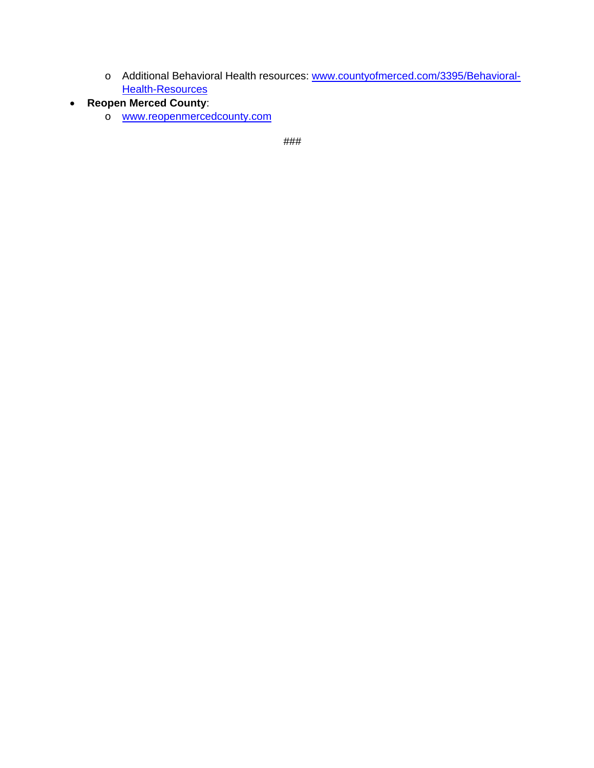- Additional Behavioral Health resources: www.countyofmerced.com/3395/Behavioral-Health-Resources
- **Reopen Merced County**:
  - www.reopenmercedcounty.com

###